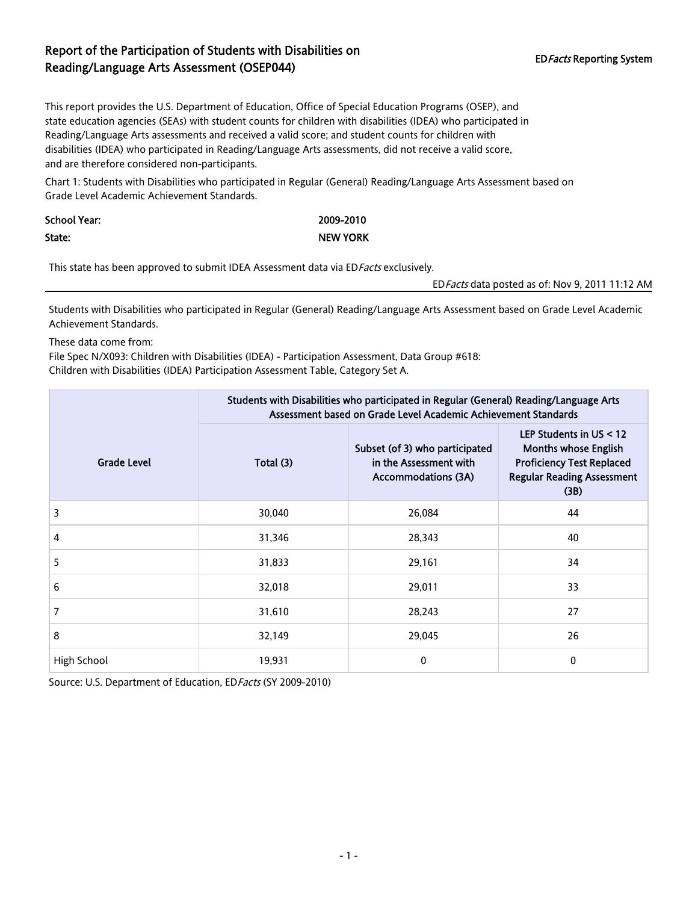# Report of the Participation of Students with Disabilities on Reading/Language Arts Assessment (OSEP044)

ED*Facts* Reporting System

This report provides the U.S. Department of Education, Office of Special Education Programs (OSEP), and state education agencies (SEAs) with student counts for children with disabilities (IDEA) who participated in Reading/Language Arts assessments and received a valid score; and student counts for children with disabilities (IDEA) who participated in Reading/Language Arts assessments, did not receive a valid score, and are therefore considered non-participants.

Chart 1: Students with Disabilities who participated in Regular (General) Reading/Language Arts Assessment based on Grade Level Academic Achievement Standards.

**School Year:** 2009-2010

**State:** NEW YORK

This state has been approved to submit IDEA Assessment data via ED*Facts* exclusively.

ED*Facts* data posted as of: Nov 9, 2011 11:12 AM

---

Students with Disabilities who participated in Regular (General) Reading/Language Arts Assessment based on Grade Level Academic Achievement Standards.

These data come from:
File Spec N/X093: Children with Disabilities (IDEA) - Participation Assessment, Data Group #618:
Children with Disabilities (IDEA) Participation Assessment Table, Category Set A.

| Grade Level | Students with Disabilities who participated in Regular (General) Reading/Language Arts Assessment based on Grade Level Academic Achievement Standards | | |
|---|---|---|---|
| | Total (3) | Subset (of 3) who participated in the Assessment with Accommodations (3A) | LEP Students in US < 12 Months whose English Proficiency Test Replaced Regular Reading Assessment (3B) |
| 3 | 30,040 | 26,084 | 44 |
| 4 | 31,346 | 28,343 | 40 |
| 5 | 31,833 | 29,161 | 34 |
| 6 | 32,018 | 29,011 | 33 |
| 7 | 31,610 | 28,243 | 27 |
| 8 | 32,149 | 29,045 | 26 |
| High School | 19,931 | 0 | 0 |

Source: U.S. Department of Education, ED*Facts* (SY 2009-2010)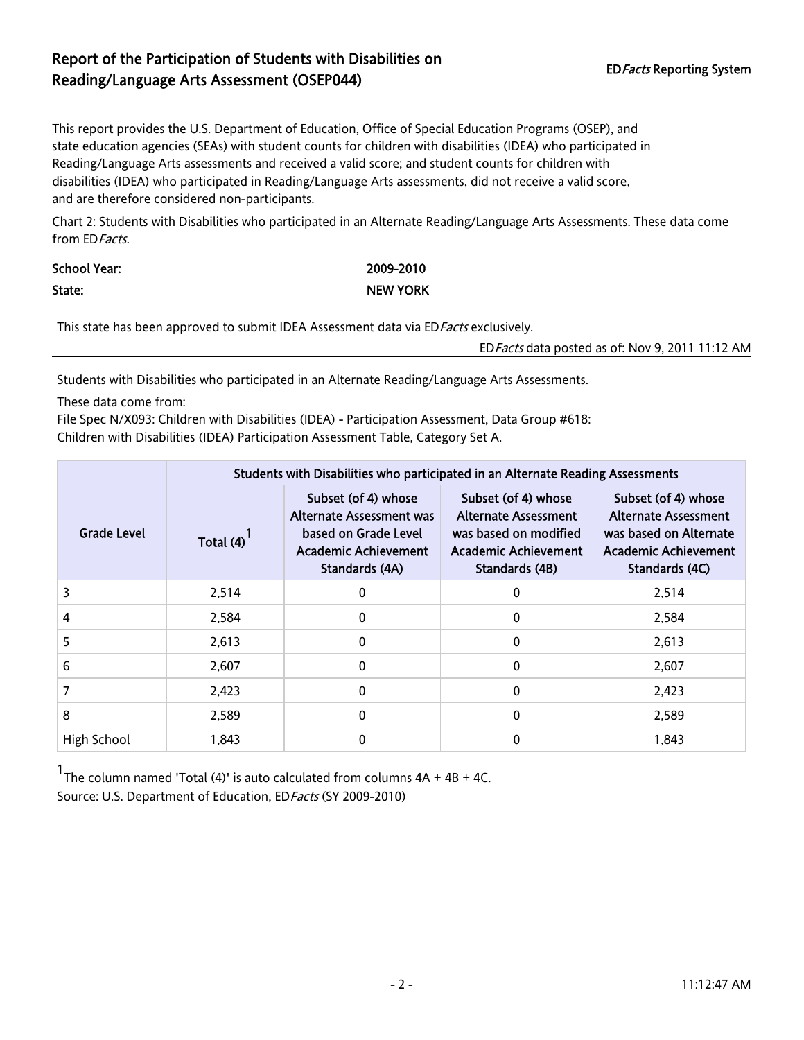# Report of the Participation of Students with Disabilities on Reading/Language Arts Assessment (OSEP044)

ED*Facts* Reporting System

This report provides the U.S. Department of Education, Office of Special Education Programs (OSEP), and state education agencies (SEAs) with student counts for children with disabilities (IDEA) who participated in Reading/Language Arts assessments and received a valid score; and student counts for children with disabilities (IDEA) who participated in Reading/Language Arts assessments, did not receive a valid score, and are therefore considered non-participants.

Chart 2: Students with Disabilities who participated in an Alternate Reading/Language Arts Assessments. These data come from ED*Facts.*

**School Year:** 2009-2010

**State:** NEW YORK

This state has been approved to submit IDEA Assessment data via ED*Facts* exclusively.

ED*Facts* data posted as of: Nov 9, 2011 11:12 AM

---

Students with Disabilities who participated in an Alternate Reading/Language Arts Assessments.

These data come from:

File Spec N/X093: Children with Disabilities (IDEA) - Participation Assessment, Data Group #618:

Children with Disabilities (IDEA) Participation Assessment Table, Category Set A.

| Grade Level | Students with Disabilities who participated in an Alternate Reading Assessments | | | |
|---|---|---|---|---|
| | Total (4)[1] | Subset (of 4) whose Alternate Assessment was based on Grade Level Academic Achievement Standards (4A) | Subset (of 4) whose Alternate Assessment was based on modified Academic Achievement Standards (4B) | Subset (of 4) whose Alternate Assessment was based on Alternate Academic Achievement Standards (4C) |
| 3 | 2,514 | 0 | 0 | 2,514 |
| 4 | 2,584 | 0 | 0 | 2,584 |
| 5 | 2,613 | 0 | 0 | 2,613 |
| 6 | 2,607 | 0 | 0 | 2,607 |
| 7 | 2,423 | 0 | 0 | 2,423 |
| 8 | 2,589 | 0 | 0 | 2,589 |
| High School | 1,843 | 0 | 0 | 1,843 |

[1]The column named 'Total (4)' is auto calculated from columns 4A + 4B + 4C.

Source: U.S. Department of Education, ED*Facts* (SY 2009-2010)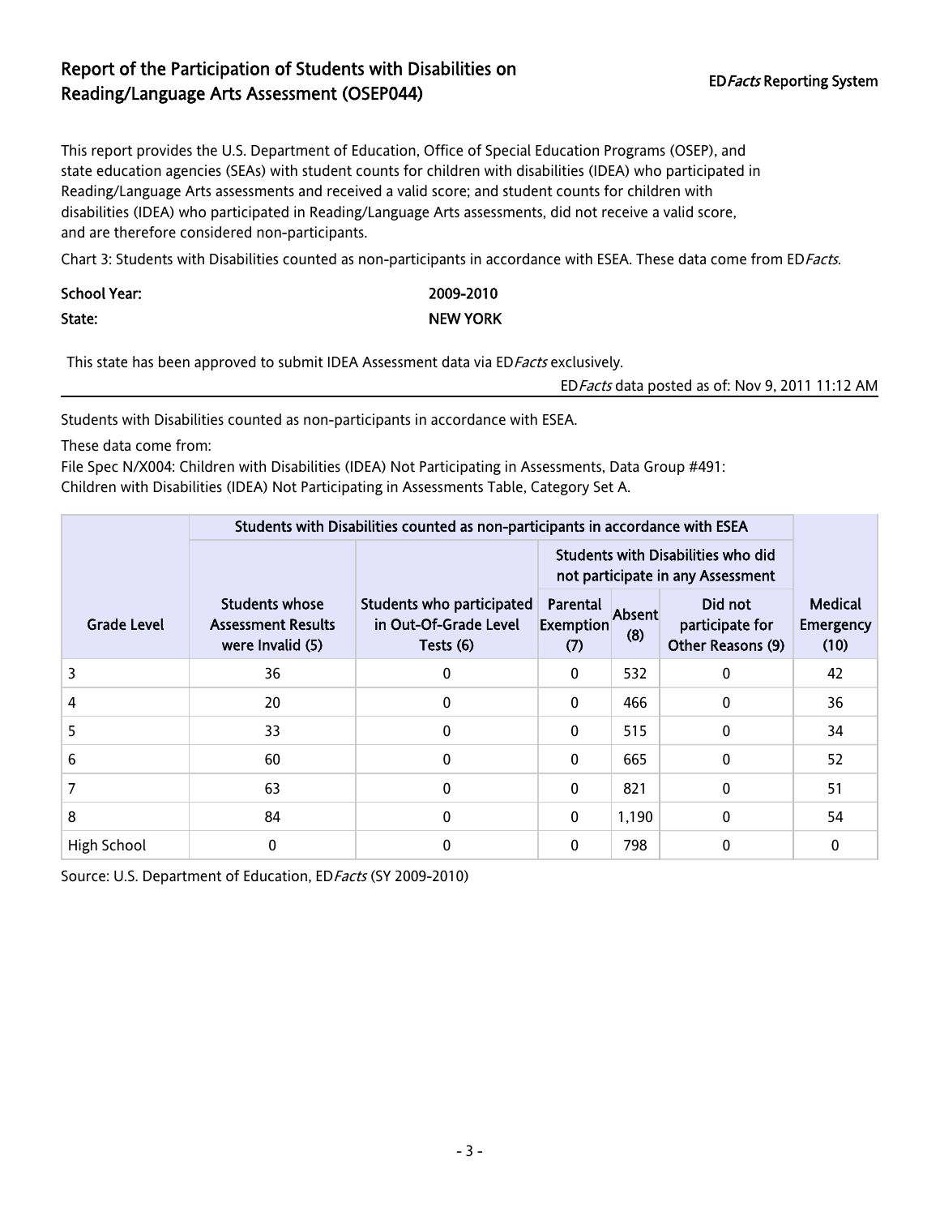# Report of the Participation of Students with Disabilities on Reading/Language Arts Assessment (OSEP044)

ED*Facts* Reporting System

This report provides the U.S. Department of Education, Office of Special Education Programs (OSEP), and state education agencies (SEAs) with student counts for children with disabilities (IDEA) who participated in Reading/Language Arts assessments and received a valid score; and student counts for children with disabilities (IDEA) who participated in Reading/Language Arts assessments, did not receive a valid score, and are therefore considered non-participants.

Chart 3: Students with Disabilities counted as non-participants in accordance with ESEA. These data come from ED*Facts.*

**School Year:** 2009-2010

**State:** NEW YORK

This state has been approved to submit IDEA Assessment data via ED*Facts* exclusively.

ED*Facts* data posted as of: Nov 9, 2011 11:12 AM

Students with Disabilities counted as non-participants in accordance with ESEA.

These data come from:

File Spec N/X004: Children with Disabilities (IDEA) Not Participating in Assessments, Data Group #491: Children with Disabilities (IDEA) Not Participating in Assessments Table, Category Set A.

| | Students with Disabilities counted as non-participants in accordance with ESEA | | | | | |
|---|---|---|---|---|---|---|
| | | | Students with Disabilities who did not participate in any Assessment | | | |
| Grade Level | Students whose Assessment Results were Invalid (5) | Students who participated in Out-Of-Grade Level Tests (6) | Parental Exemption (7) | Absent (8) | Did not participate for Other Reasons (9) | Medical Emergency (10) |
| 3 | 36 | 0 | 0 | 532 | 0 | 42 |
| 4 | 20 | 0 | 0 | 466 | 0 | 36 |
| 5 | 33 | 0 | 0 | 515 | 0 | 34 |
| 6 | 60 | 0 | 0 | 665 | 0 | 52 |
| 7 | 63 | 0 | 0 | 821 | 0 | 51 |
| 8 | 84 | 0 | 0 | 1,190 | 0 | 54 |
| High School | 0 | 0 | 0 | 798 | 0 | 0 |

Source: U.S. Department of Education, ED*Facts* (SY 2009-2010)